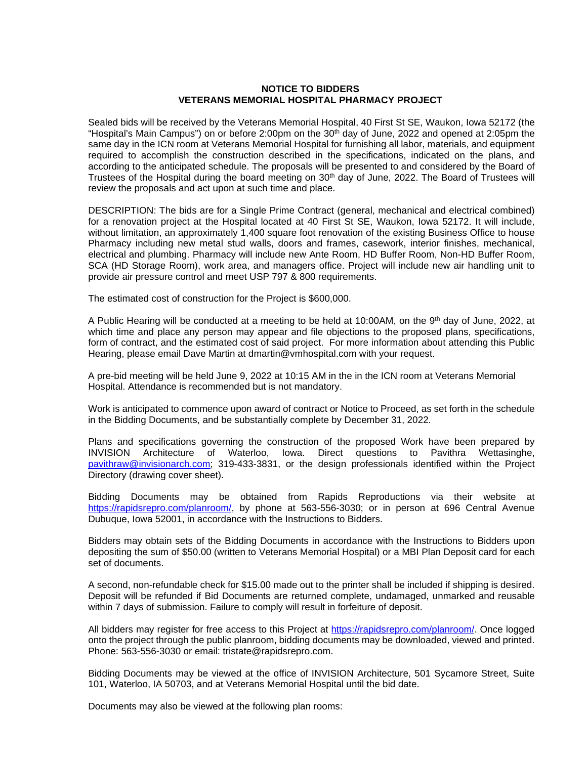**NOTICE TO BIDDERS**
**VETERANS MEMORIAL HOSPITAL PHARMACY PROJECT**

Sealed bids will be received by the Veterans Memorial Hospital, 40 First St SE, Waukon, Iowa 52172 (the "Hospital's Main Campus") on or before 2:00pm on the 30th day of June, 2022 and opened at 2:05pm the same day in the ICN room at Veterans Memorial Hospital for furnishing all labor, materials, and equipment required to accomplish the construction described in the specifications, indicated on the plans, and according to the anticipated schedule. The proposals will be presented to and considered by the Board of Trustees of the Hospital during the board meeting on 30th day of June, 2022. The Board of Trustees will review the proposals and act upon at such time and place.

DESCRIPTION: The bids are for a Single Prime Contract (general, mechanical and electrical combined) for a renovation project at the Hospital located at 40 First St SE, Waukon, Iowa 52172. It will include, without limitation, an approximately 1,400 square foot renovation of the existing Business Office to house Pharmacy including new metal stud walls, doors and frames, casework, interior finishes, mechanical, electrical and plumbing. Pharmacy will include new Ante Room, HD Buffer Room, Non-HD Buffer Room, SCA (HD Storage Room), work area, and managers office. Project will include new air handling unit to provide air pressure control and meet USP 797 & 800 requirements.

The estimated cost of construction for the Project is $600,000.

A Public Hearing will be conducted at a meeting to be held at 10:00AM, on the 9th day of June, 2022, at which time and place any person may appear and file objections to the proposed plans, specifications, form of contract, and the estimated cost of said project. For more information about attending this Public Hearing, please email Dave Martin at dmartin@vmhospital.com with your request.

A pre-bid meeting will be held June 9, 2022 at 10:15 AM in the in the ICN room at Veterans Memorial Hospital. Attendance is recommended but is not mandatory.

Work is anticipated to commence upon award of contract or Notice to Proceed, as set forth in the schedule in the Bidding Documents, and be substantially complete by December 31, 2022.

Plans and specifications governing the construction of the proposed Work have been prepared by INVISION Architecture of Waterloo, Iowa. Direct questions to Pavithra Wettasinghe, pavithraw@invisionarch.com; 319-433-3831, or the design professionals identified within the Project Directory (drawing cover sheet).

Bidding Documents may be obtained from Rapids Reproductions via their website at https://rapidsrepro.com/planroom/, by phone at 563-556-3030; or in person at 696 Central Avenue Dubuque, Iowa 52001, in accordance with the Instructions to Bidders.

Bidders may obtain sets of the Bidding Documents in accordance with the Instructions to Bidders upon depositing the sum of $50.00 (written to Veterans Memorial Hospital) or a MBI Plan Deposit card for each set of documents.

A second, non-refundable check for $15.00 made out to the printer shall be included if shipping is desired. Deposit will be refunded if Bid Documents are returned complete, undamaged, unmarked and reusable within 7 days of submission. Failure to comply will result in forfeiture of deposit.

All bidders may register for free access to this Project at https://rapidsrepro.com/planroom/. Once logged onto the project through the public planroom, bidding documents may be downloaded, viewed and printed. Phone: 563-556-3030 or email: tristate@rapidsrepro.com.

Bidding Documents may be viewed at the office of INVISION Architecture, 501 Sycamore Street, Suite 101, Waterloo, IA 50703, and at Veterans Memorial Hospital until the bid date.

Documents may also be viewed at the following plan rooms: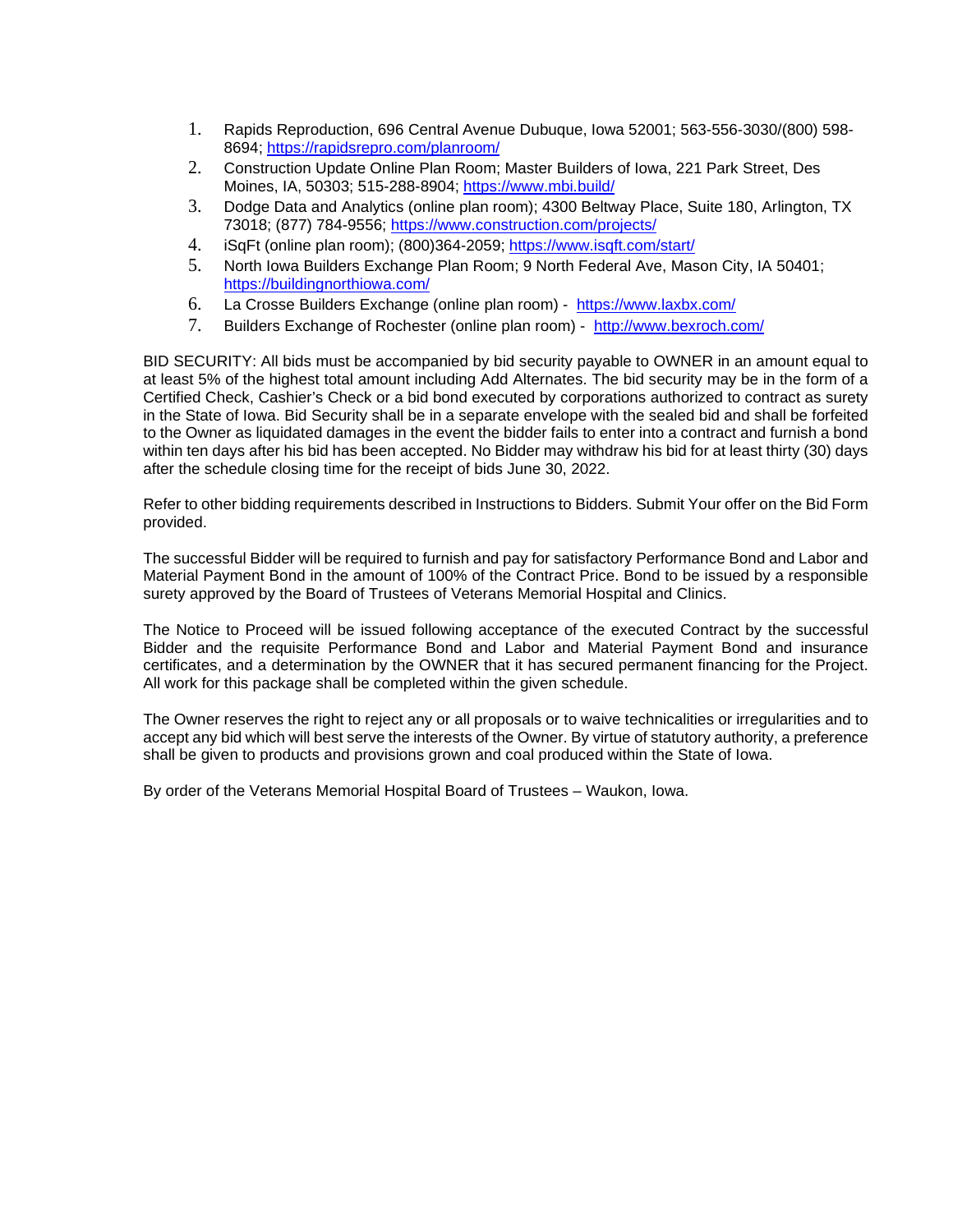1. Rapids Reproduction, 696 Central Avenue Dubuque, Iowa 52001; 563-556-3030/(800) 598-8694; https://rapidsrepro.com/planroom/
2. Construction Update Online Plan Room; Master Builders of Iowa, 221 Park Street, Des Moines, IA, 50303; 515-288-8904; https://www.mbi.build/
3. Dodge Data and Analytics (online plan room); 4300 Beltway Place, Suite 180, Arlington, TX 73018; (877) 784-9556; https://www.construction.com/projects/
4. iSqFt (online plan room); (800)364-2059; https://www.isqft.com/start/
5. North Iowa Builders Exchange Plan Room; 9 North Federal Ave, Mason City, IA 50401; https://buildingnorthiowa.com/
6. La Crosse Builders Exchange (online plan room) - https://www.laxbx.com/
7. Builders Exchange of Rochester (online plan room) - http://www.bexroch.com/

BID SECURITY: All bids must be accompanied by bid security payable to OWNER in an amount equal to at least 5% of the highest total amount including Add Alternates. The bid security may be in the form of a Certified Check, Cashier's Check or a bid bond executed by corporations authorized to contract as surety in the State of Iowa. Bid Security shall be in a separate envelope with the sealed bid and shall be forfeited to the Owner as liquidated damages in the event the bidder fails to enter into a contract and furnish a bond within ten days after his bid has been accepted. No Bidder may withdraw his bid for at least thirty (30) days after the schedule closing time for the receipt of bids June 30, 2022.

Refer to other bidding requirements described in Instructions to Bidders. Submit Your offer on the Bid Form provided.

The successful Bidder will be required to furnish and pay for satisfactory Performance Bond and Labor and Material Payment Bond in the amount of 100% of the Contract Price. Bond to be issued by a responsible surety approved by the Board of Trustees of Veterans Memorial Hospital and Clinics.

The Notice to Proceed will be issued following acceptance of the executed Contract by the successful Bidder and the requisite Performance Bond and Labor and Material Payment Bond and insurance certificates, and a determination by the OWNER that it has secured permanent financing for the Project. All work for this package shall be completed within the given schedule.

The Owner reserves the right to reject any or all proposals or to waive technicalities or irregularities and to accept any bid which will best serve the interests of the Owner. By virtue of statutory authority, a preference shall be given to products and provisions grown and coal produced within the State of Iowa.

By order of the Veterans Memorial Hospital Board of Trustees – Waukon, Iowa.